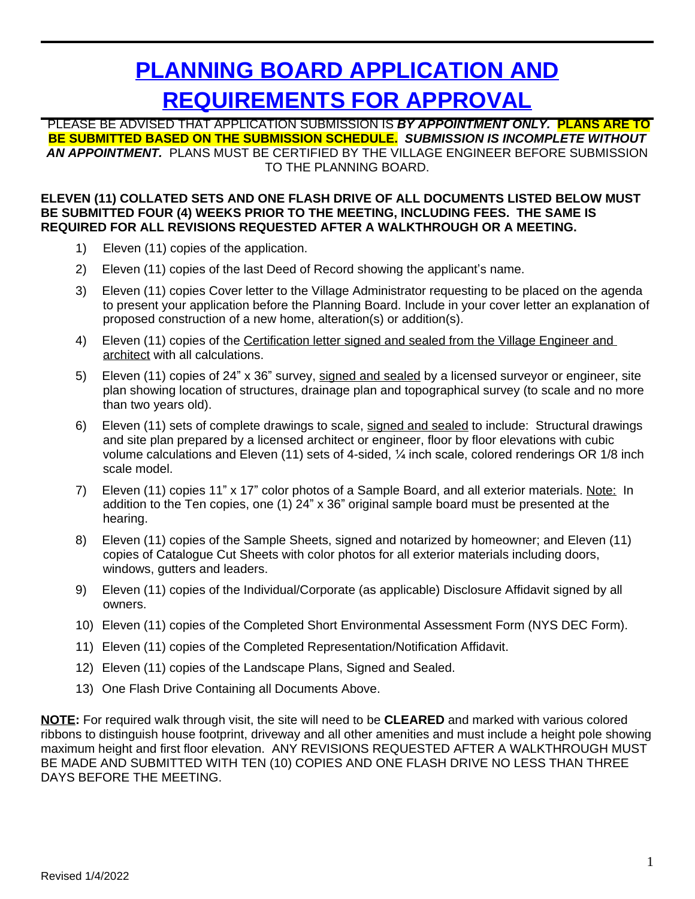# PLANNING BOARD APPLICATION AND REQUIREMENTS FOR APPROVAL

PLEASE BE ADVISED THAT APPLICATION SUBMISSION IS ***BY APPOINTMENT ONLY.*** **PLANS ARE TO BE SUBMITTED BASED ON THE SUBMISSION SCHEDULE.** ***SUBMISSION IS INCOMPLETE WITHOUT AN APPOINTMENT.*** PLANS MUST BE CERTIFIED BY THE VILLAGE ENGINEER BEFORE SUBMISSION TO THE PLANNING BOARD.

**ELEVEN (11) COLLATED SETS AND ONE FLASH DRIVE OF ALL DOCUMENTS LISTED BELOW MUST BE SUBMITTED FOUR (4) WEEKS PRIOR TO THE MEETING, INCLUDING FEES. THE SAME IS REQUIRED FOR ALL REVISIONS REQUESTED AFTER A WALKTHROUGH OR A MEETING.**

1) Eleven (11) copies of the application.
2) Eleven (11) copies of the last Deed of Record showing the applicant's name.
3) Eleven (11) copies Cover letter to the Village Administrator requesting to be placed on the agenda to present your application before the Planning Board. Include in your cover letter an explanation of proposed construction of a new home, alteration(s) or addition(s).
4) Eleven (11) copies of the Certification letter signed and sealed from the Village Engineer and architect with all calculations.
5) Eleven (11) copies of 24" x 36" survey, signed and sealed by a licensed surveyor or engineer, site plan showing location of structures, drainage plan and topographical survey (to scale and no more than two years old).
6) Eleven (11) sets of complete drawings to scale, signed and sealed to include: Structural drawings and site plan prepared by a licensed architect or engineer, floor by floor elevations with cubic volume calculations and Eleven (11) sets of 4-sided, ¼ inch scale, colored renderings OR 1/8 inch scale model.
7) Eleven (11) copies 11" x 17" color photos of a Sample Board, and all exterior materials. Note: In addition to the Ten copies, one (1) 24" x 36" original sample board must be presented at the hearing.
8) Eleven (11) copies of the Sample Sheets, signed and notarized by homeowner; and Eleven (11) copies of Catalogue Cut Sheets with color photos for all exterior materials including doors, windows, gutters and leaders.
9) Eleven (11) copies of the Individual/Corporate (as applicable) Disclosure Affidavit signed by all owners.
10) Eleven (11) copies of the Completed Short Environmental Assessment Form (NYS DEC Form).
11) Eleven (11) copies of the Completed Representation/Notification Affidavit.
12) Eleven (11) copies of the Landscape Plans, Signed and Sealed.
13) One Flash Drive Containing all Documents Above.

**NOTE:** For required walk through visit, the site will need to be **CLEARED** and marked with various colored ribbons to distinguish house footprint, driveway and all other amenities and must include a height pole showing maximum height and first floor elevation. ANY REVISIONS REQUESTED AFTER A WALKTHROUGH MUST BE MADE AND SUBMITTED WITH TEN (10) COPIES AND ONE FLASH DRIVE NO LESS THAN THREE DAYS BEFORE THE MEETING.

Revised 1/4/2022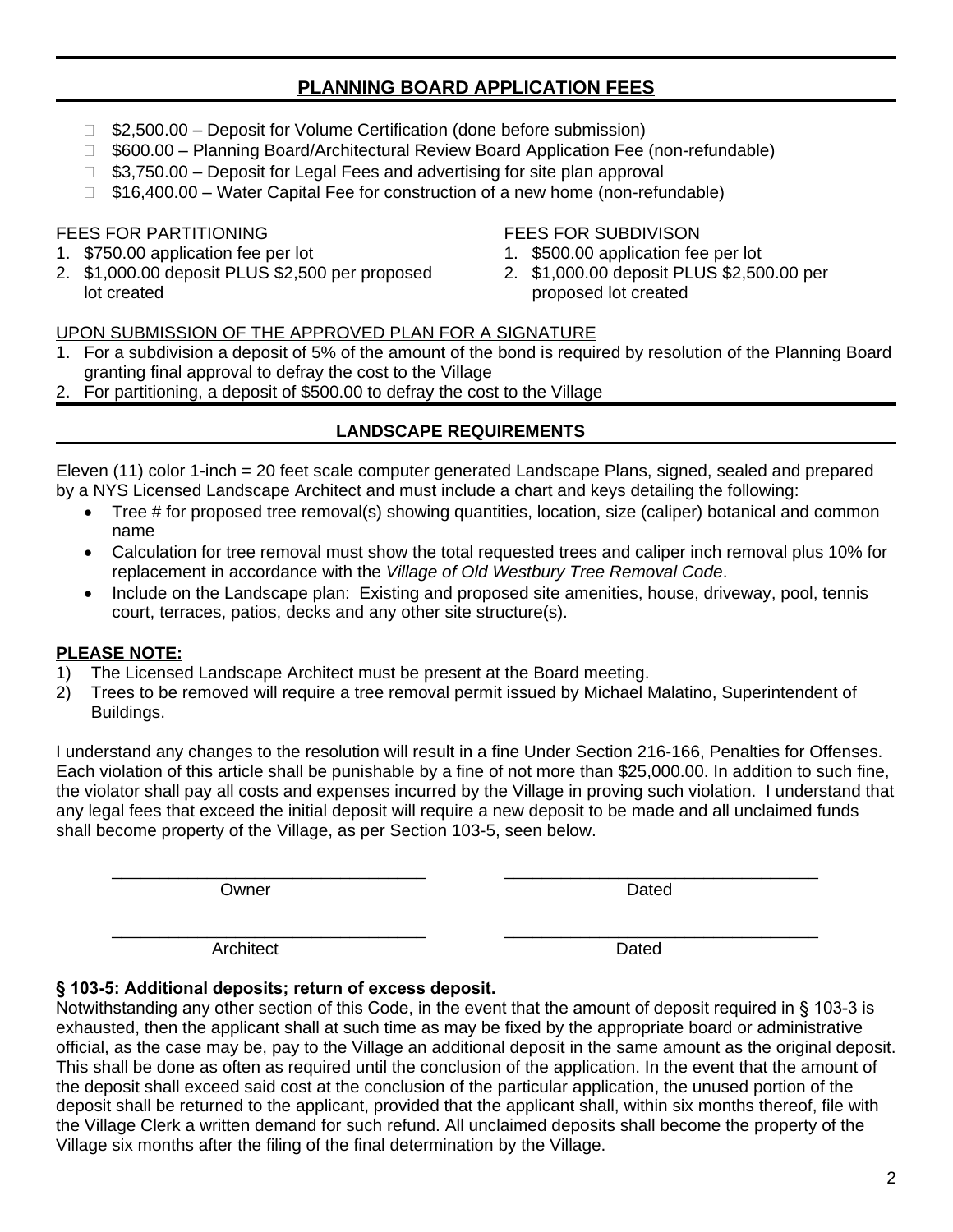## PLANNING BOARD APPLICATION FEES

- $2,500.00 – Deposit for Volume Certification (done before submission)
- $600.00 – Planning Board/Architectural Review Board Application Fee (non-refundable)
- $3,750.00 – Deposit for Legal Fees and advertising for site plan approval
- $16,400.00 – Water Capital Fee for construction of a new home (non-refundable)

FEES FOR PARTITIONING

1. $750.00 application fee per lot
2. $1,000.00 deposit PLUS $2,500 per proposed lot created

FEES FOR SUBDIVISON

1. $500.00 application fee per lot
2. $1,000.00 deposit PLUS $2,500.00 per proposed lot created

UPON SUBMISSION OF THE APPROVED PLAN FOR A SIGNATURE

1. For a subdivision a deposit of 5% of the amount of the bond is required by resolution of the Planning Board granting final approval to defray the cost to the Village
2. For partitioning, a deposit of $500.00 to defray the cost to the Village

## LANDSCAPE REQUIREMENTS

Eleven (11) color 1-inch = 20 feet scale computer generated Landscape Plans, signed, sealed and prepared by a NYS Licensed Landscape Architect and must include a chart and keys detailing the following:

- Tree # for proposed tree removal(s) showing quantities, location, size (caliper) botanical and common name
- Calculation for tree removal must show the total requested trees and caliper inch removal plus 10% for replacement in accordance with the *Village of Old Westbury Tree Removal Code*.
- Include on the Landscape plan: Existing and proposed site amenities, house, driveway, pool, tennis court, terraces, patios, decks and any other site structure(s).

**PLEASE NOTE:**

1) The Licensed Landscape Architect must be present at the Board meeting.
2) Trees to be removed will require a tree removal permit issued by Michael Malatino, Superintendent of Buildings.

I understand any changes to the resolution will result in a fine Under Section 216-166, Penalties for Offenses. Each violation of this article shall be punishable by a fine of not more than $25,000.00. In addition to such fine, the violator shall pay all costs and expenses incurred by the Village in proving such violation. I understand that any legal fees that exceed the initial deposit will require a new deposit to be made and all unclaimed funds shall become property of the Village, as per Section 103-5, seen below.

______________________________ Owner ______________________________ Dated

______________________________ Architect ______________________________ Dated

**§ 103-5: Additional deposits; return of excess deposit.**

Notwithstanding any other section of this Code, in the event that the amount of deposit required in § 103-3 is exhausted, then the applicant shall at such time as may be fixed by the appropriate board or administrative official, as the case may be, pay to the Village an additional deposit in the same amount as the original deposit. This shall be done as often as required until the conclusion of the application. In the event that the amount of the deposit shall exceed said cost at the conclusion of the particular application, the unused portion of the deposit shall be returned to the applicant, provided that the applicant shall, within six months thereof, file with the Village Clerk a written demand for such refund. All unclaimed deposits shall become the property of the Village six months after the filing of the final determination by the Village.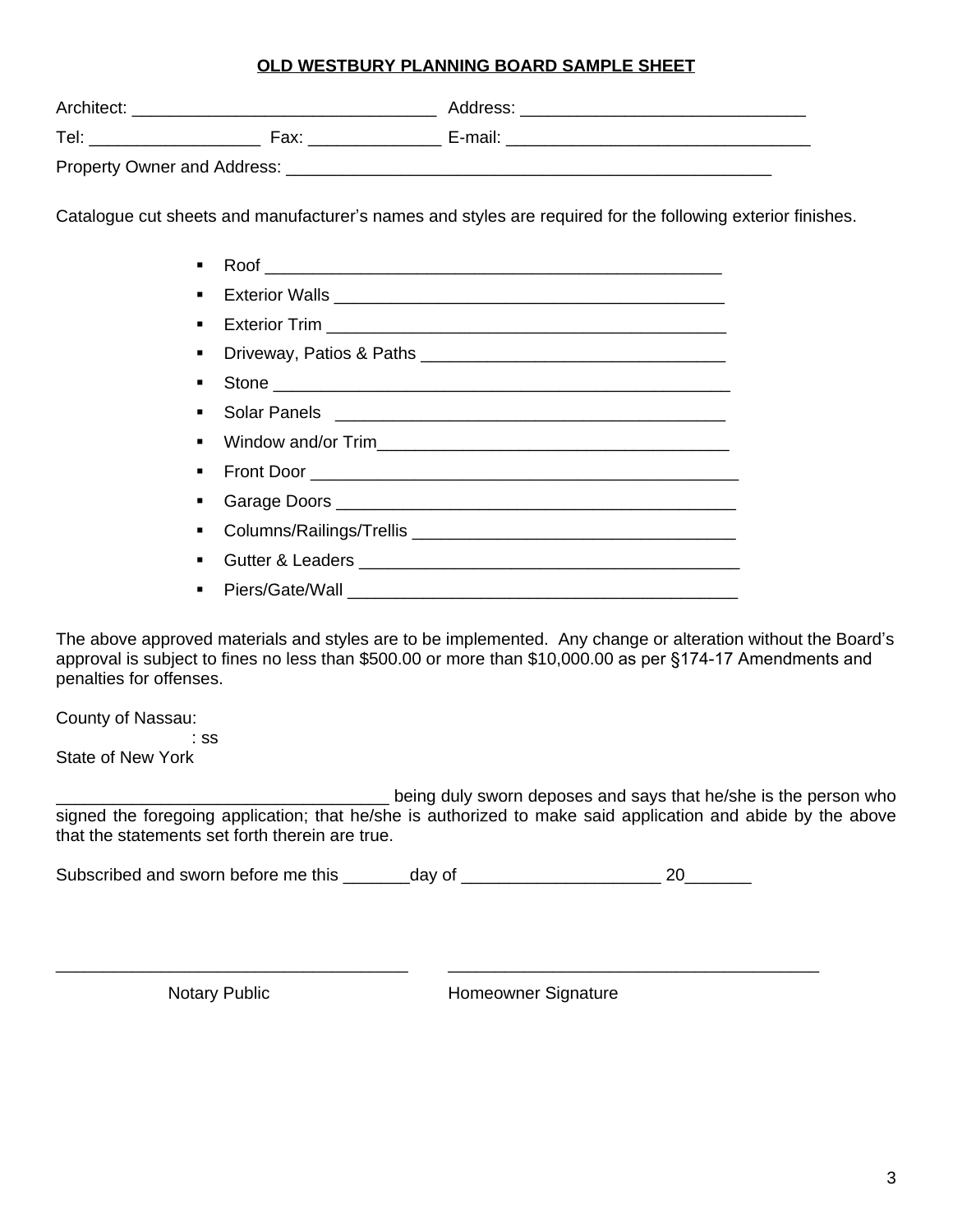**OLD WESTBURY PLANNING BOARD SAMPLE SHEET**

Architect: ________________________________ Address: ______________________________

Tel: __________________ Fax: ______________ E-mail: ________________________________

Property Owner and Address: ____________________________________________________

Catalogue cut sheets and manufacturer's names and styles are required for the following exterior finishes.

- Roof ________________________________________________
- Exterior Walls __________________________________________
- Exterior Trim __________________________________________
- Driveway, Patios & Paths ________________________________
- Stone _________________________________________________
- Solar Panels ___________________________________________
- Window and/or Trim_____________________________________
- Front Door ______________________________________________
- Garage Doors ____________________________________________
- Columns/Railings/Trellis __________________________________
- Gutter & Leaders ________________________________________
- Piers/Gate/Wall __________________________________________

The above approved materials and styles are to be implemented. Any change or alteration without the Board's approval is subject to fines no less than $500.00 or more than $10,000.00 as per §174-17 Amendments and penalties for offenses.

County of Nassau:
: ss
State of New York

___________________________________ being duly sworn deposes and says that he/she is the person who signed the foregoing application; that he/she is authorized to make said application and abide by the above that the statements set forth therein are true.

Subscribed and sworn before me this _______day of ____________________ 20_______

_____________________________________ _______________________________________

Notary Public Homeowner Signature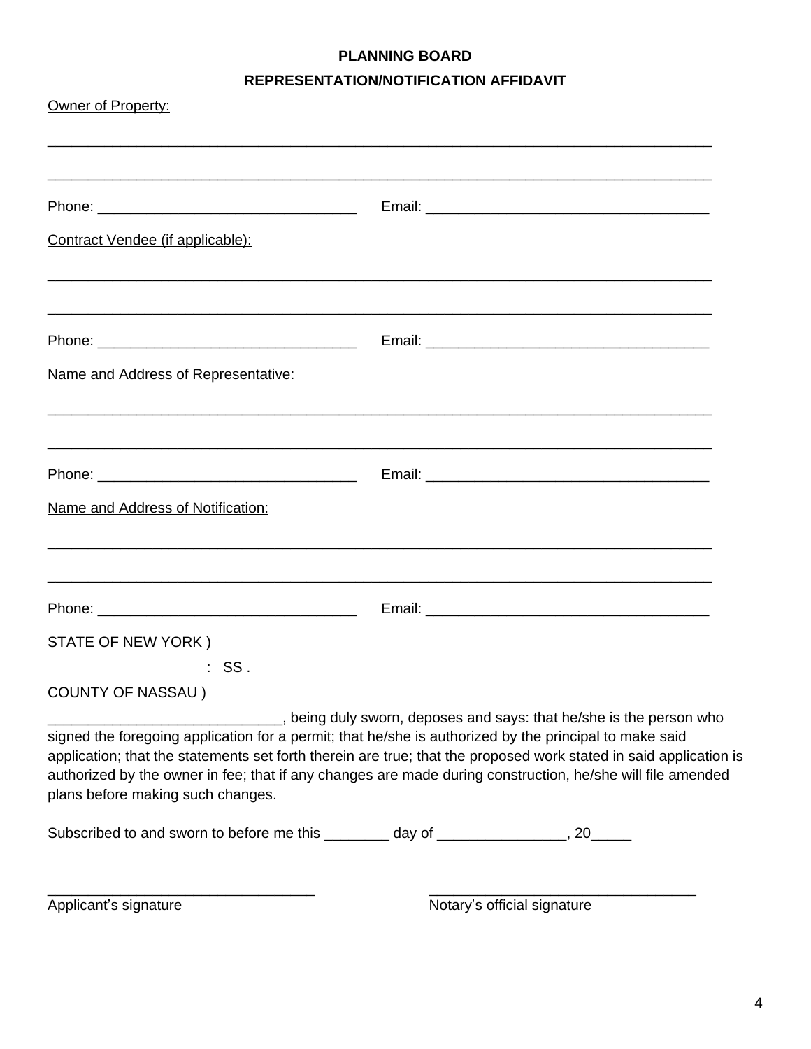**PLANNING BOARD**

**REPRESENTATION/NOTIFICATION AFFIDAVIT**

Owner of Property:

_______________________________________________________________________________

_______________________________________________________________________________

Phone: ________________________________ Email: ___________________________________

Contract Vendee (if applicable):

_______________________________________________________________________________

_______________________________________________________________________________

Phone: ________________________________ Email: ___________________________________

Name and Address of Representative:

_______________________________________________________________________________

_______________________________________________________________________________

Phone: ________________________________ Email: ___________________________________

Name and Address of Notification:

_______________________________________________________________________________

_______________________________________________________________________________

Phone: ________________________________ Email: ___________________________________

STATE OF NEW YORK )

: SS .

COUNTY OF NASSAU )

____________________________, being duly sworn, deposes and says: that he/she is the person who signed the foregoing application for a permit; that he/she is authorized by the principal to make said application; that the statements set forth therein are true; that the proposed work stated in said application is authorized by the owner in fee; that if any changes are made during construction, he/she will file amended plans before making such changes.

Subscribed to and sworn to before me this ________ day of ________________, 20_____

_________________________________ _________________________________

Applicant's signature Notary's official signature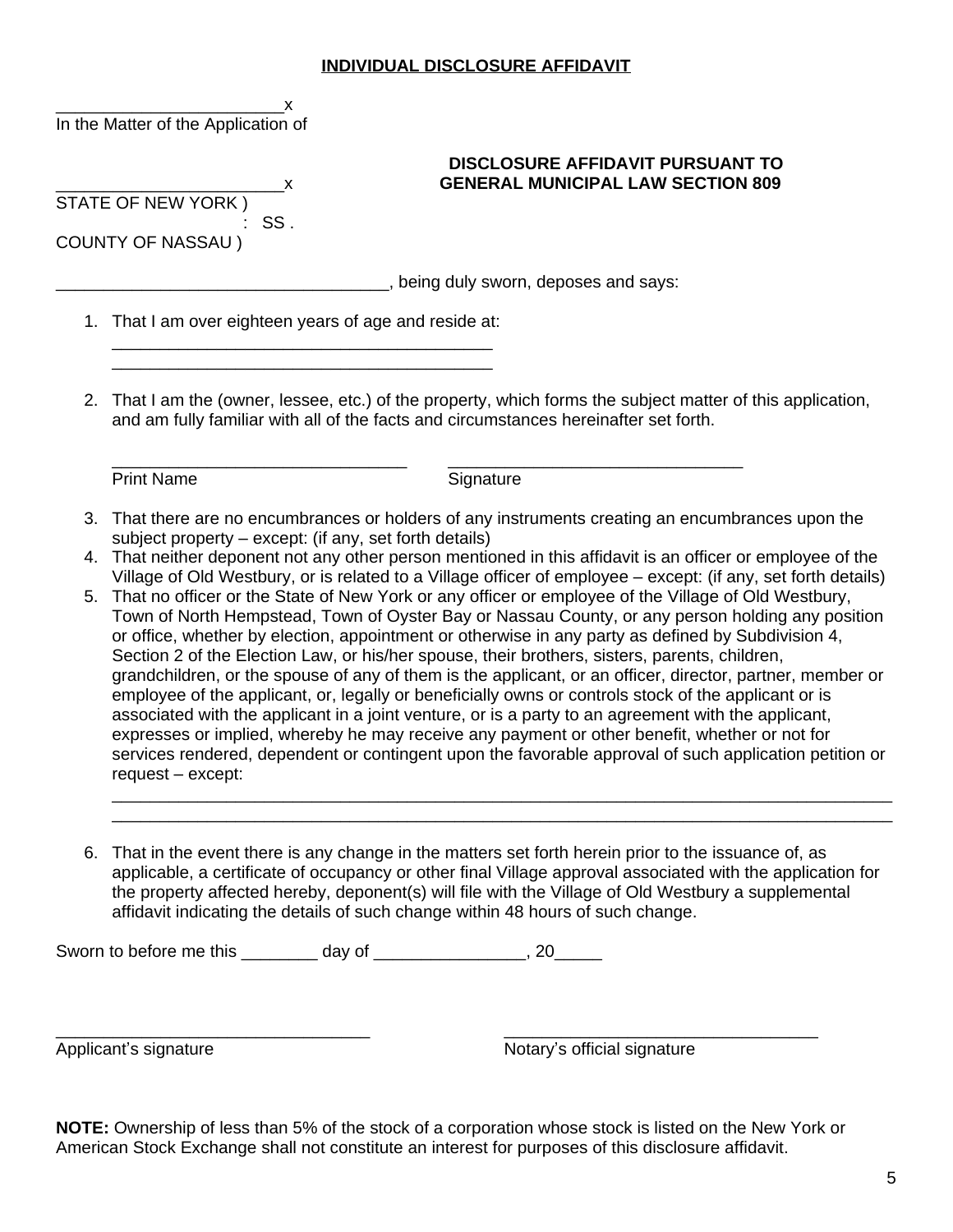**INDIVIDUAL DISCLOSURE AFFIDAVIT**

_______________________x
In the Matter of the Application of

**DISCLOSURE AFFIDAVIT PURSUANT TO GENERAL MUNICIPAL LAW SECTION 809**

_______________________x
STATE OF NEW YORK )
: SS .
COUNTY OF NASSAU )

__________________________________, being duly sworn, deposes and says:

1. That I am over eighteen years of age and reside at:
   ________________________________________
   ________________________________________

2. That I am the (owner, lessee, etc.) of the property, which forms the subject matter of this application, and am fully familiar with all of the facts and circumstances hereinafter set forth.

   ________________________________ ________________________________
   Print Name Signature

3. That there are no encumbrances or holders of any instruments creating an encumbrances upon the subject property – except: (if any, set forth details)
4. That neither deponent not any other person mentioned in this affidavit is an officer or employee of the Village of Old Westbury, or is related to a Village officer of employee – except: (if any, set forth details)
5. That no officer or the State of New York or any officer or employee of the Village of Old Westbury, Town of North Hempstead, Town of Oyster Bay or Nassau County, or any person holding any position or office, whether by election, appointment or otherwise in any party as defined by Subdivision 4, Section 2 of the Election Law, or his/her spouse, their brothers, sisters, parents, children, grandchildren, or the spouse of any of them is the applicant, or an officer, director, partner, member or employee of the applicant, or, legally or beneficially owns or controls stock of the applicant or is associated with the applicant in a joint venture, or is a party to an agreement with the applicant, expresses or implied, whereby he may receive any payment or other benefit, whether or not for services rendered, dependent or contingent upon the favorable approval of such application petition or request – except:
   ________________________________________________________________________________
   ________________________________________________________________________________

6. That in the event there is any change in the matters set forth herein prior to the issuance of, as applicable, a certificate of occupancy or other final Village approval associated with the application for the property affected hereby, deponent(s) will file with the Village of Old Westbury a supplemental affidavit indicating the details of such change within 48 hours of such change.

Sworn to before me this ________ day of ________________, 20_____

_________________________________ _________________________________
Applicant's signature Notary's official signature

**NOTE:** Ownership of less than 5% of the stock of a corporation whose stock is listed on the New York or American Stock Exchange shall not constitute an interest for purposes of this disclosure affidavit.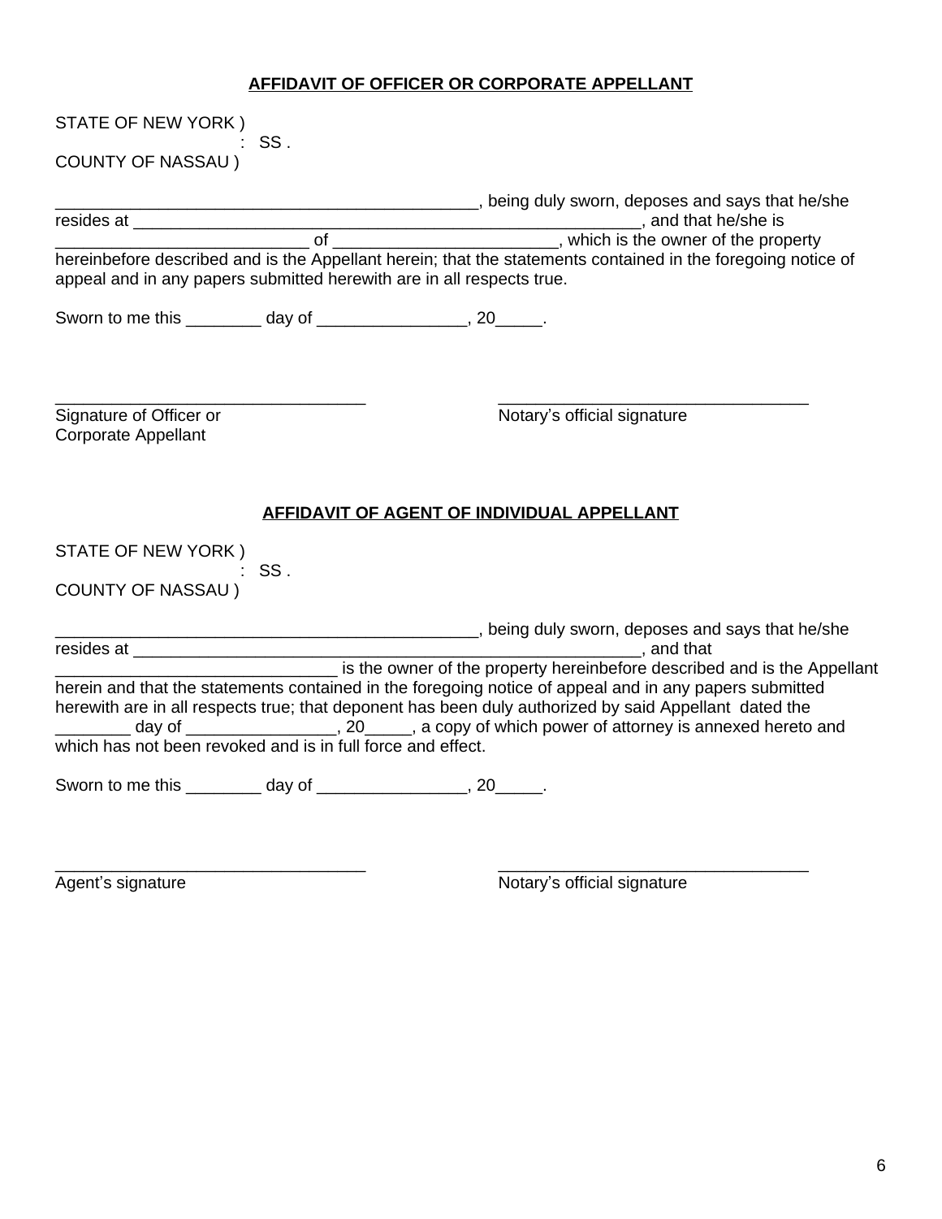**AFFIDAVIT OF OFFICER OR CORPORATE APPELLANT**

STATE OF NEW YORK )
: SS .
COUNTY OF NASSAU )

_______________________________________________, being duly sworn, deposes and says that he/she resides at _______________________________________________________, and that he/she is ___________________________ of ________________________, which is the owner of the property hereinbefore described and is the Appellant herein; that the statements contained in the foregoing notice of appeal and in any papers submitted herewith are in all respects true.

Sworn to me this ________ day of ________________, 20_____.

__________________________________ __________________________________
Signature of Officer or Corporate Appellant Notary's official signature

**AFFIDAVIT OF AGENT OF INDIVIDUAL APPELLANT**

STATE OF NEW YORK )
: SS .
COUNTY OF NASSAU )

_______________________________________________, being duly sworn, deposes and says that he/she resides at _______________________________________________________, and that _______________________________ is the owner of the property hereinbefore described and is the Appellant herein and that the statements contained in the foregoing notice of appeal and in any papers submitted herewith are in all respects true; that deponent has been duly authorized by said Appellant dated the ________ day of ________________, 20_____, a copy of which power of attorney is annexed hereto and which has not been revoked and is in full force and effect.

Sworn to me this ________ day of ________________, 20_____.

__________________________________ __________________________________
Agent's signature Notary's official signature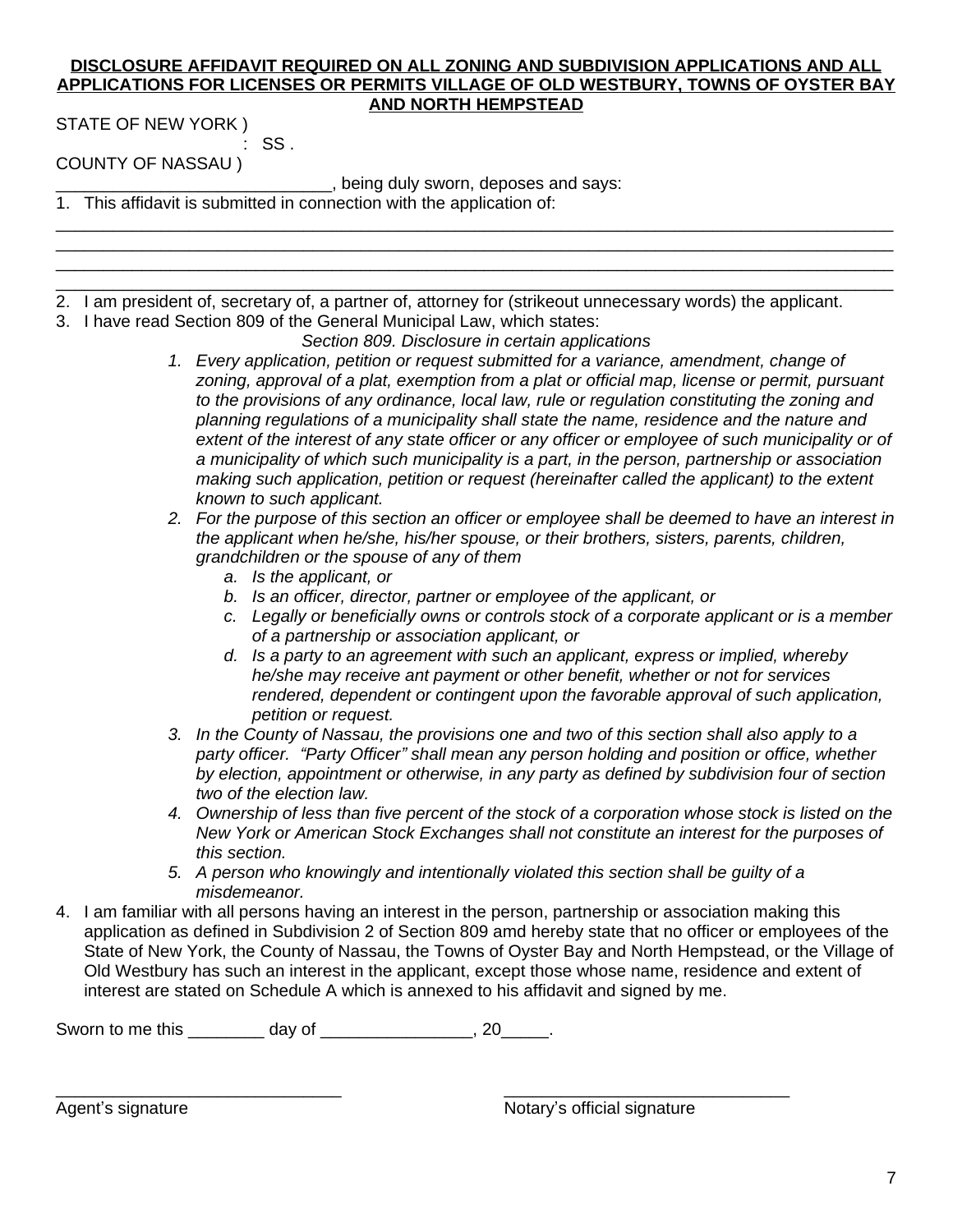**DISCLOSURE AFFIDAVIT REQUIRED ON ALL ZONING AND SUBDIVISION APPLICATIONS AND ALL APPLICATIONS FOR LICENSES OR PERMITS VILLAGE OF OLD WESTBURY, TOWNS OF OYSTER BAY AND NORTH HEMPSTEAD**

STATE OF NEW YORK )
: SS .
COUNTY OF NASSAU )

_____________________________, being duly sworn, deposes and says:

1. This affidavit is submitted in connection with the application of:

_____________________________________________________________________________________

_____________________________________________________________________________________

_____________________________________________________________________________________

_____________________________________________________________________________________

2. I am president of, secretary of, a partner of, attorney for (strikeout unnecessary words) the applicant.
3. I have read Section 809 of the General Municipal Law, which states:

*Section 809. Disclosure in certain applications*

1. *Every application, petition or request submitted for a variance, amendment, change of zoning, approval of a plat, exemption from a plat or official map, license or permit, pursuant to the provisions of any ordinance, local law, rule or regulation constituting the zoning and planning regulations of a municipality shall state the name, residence and the nature and extent of the interest of any state officer or any officer or employee of such municipality or of a municipality of which such municipality is a part, in the person, partnership or association making such application, petition or request (hereinafter called the applicant) to the extent known to such applicant.*
2. *For the purpose of this section an officer or employee shall be deemed to have an interest in the applicant when he/she, his/her spouse, or their brothers, sisters, parents, children, grandchildren or the spouse of any of them*
   a. *Is the applicant, or*
   b. *Is an officer, director, partner or employee of the applicant, or*
   c. *Legally or beneficially owns or controls stock of a corporate applicant or is a member of a partnership or association applicant, or*
   d. *Is a party to an agreement with such an applicant, express or implied, whereby he/she may receive ant payment or other benefit, whether or not for services rendered, dependent or contingent upon the favorable approval of such application, petition or request.*
3. *In the County of Nassau, the provisions one and two of this section shall also apply to a party officer. "Party Officer" shall mean any person holding and position or office, whether by election, appointment or otherwise, in any party as defined by subdivision four of section two of the election law.*
4. *Ownership of less than five percent of the stock of a corporation whose stock is listed on the New York or American Stock Exchanges shall not constitute an interest for the purposes of this section.*
5. *A person who knowingly and intentionally violated this section shall be guilty of a misdemeanor.*

4. I am familiar with all persons having an interest in the person, partnership or association making this application as defined in Subdivision 2 of Section 809 amd hereby state that no officer or employees of the State of New York, the County of Nassau, the Towns of Oyster Bay and North Hempstead, or the Village of Old Westbury has such an interest in the applicant, except those whose name, residence and extent of interest are stated on Schedule A which is annexed to his affidavit and signed by me.

Sworn to me this ________ day of ________________, 20_____.

_______________________________ _______________________________
Agent's signature Notary's official signature